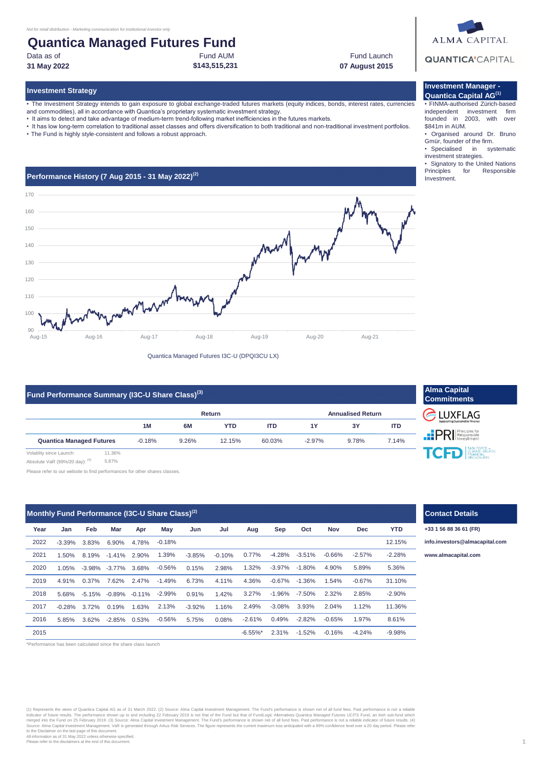*Not for retail distribution - Marketing communication for institutional investor only*

# Quantica Managed Futures Fund

| Data as of | Fund AUM | Fund Launch |
|---|---|---|
| **31 May 2022** | **$143,515,231** | **07 August 2015** |

ALMA CAPITAL

QUANTICA CAPITAL

## Investment Strategy

- The Investment Strategy intends to gain exposure to global exchange-traded futures markets (equity indices, bonds, interest rates, currencies and commodities), all in accordance with Quantica's proprietary systematic investment strategy.
- It aims to detect and take advantage of medium-term trend-following market inefficiencies in the futures markets.
- It has low long-term correlation to traditional asset classes and offers diversification to both traditional and non-traditional investment portfolios.
- The Fund is highly style-consistent and follows a robust approach.

## Investment Manager - Quantica Capital AG[1]

- FINMA-authorised Zürich-based independent investment firm founded in 2003, with over $841m in AUM.
- Organised around Dr. Bruno Gmür, founder of the firm.
- Specialised in systematic investment strategies.
- Signatory to the United Nations Principles for Responsible Investment.

## Performance History (7 Aug 2015 - 31 May 2022)[2]

Quantica Managed Futures I3C-U (DPQI3CU LX)

## Fund Performance Summary (I3C-U Share Class)[3]

| | Return | | | | Annualised Return | | |
|---|---|---|---|---|---|---|---|
| | **1M** | **6M** | **YTD** | **ITD** | **1Y** | **3Y** | **ITD** |
| **Quantica Managed Futures** | -0.18% | 9.26% | 12.15% | 60.03% | -2.97% | 9.78% | 7.14% |

Volatility since Launch: 11.36%

Absolute VaR (99%/20 day): [4] 5.87%

Please refer to our website to find performances for other shares classes.

## Alma Capital Commitments

LUXFLAG – Supporting Sustainable Finance

PRI – Principles for Responsible Investment

TCFD – Task Force on Climate-Related Financial Disclosures

## Monthly Fund Performance (I3C-U Share Class)[2]

| Year | Jan | Feb | Mar | Apr | May | Jun | Jul | Aug | Sep | Oct | Nov | Dec | YTD |
|---|---|---|---|---|---|---|---|---|---|---|---|---|---|
| 2022 | -3.39% | 3.83% | 6.90% | 4.78% | -0.18% | | | | | | | | 12.15% |
| 2021 | 1.50% | 8.19% | -1.41% | 2.90% | 1.39% | -3.85% | -0.10% | 0.77% | -4.28% | -3.51% | -0.66% | -2.57% | -2.28% |
| 2020 | 1.05% | -3.98% | -3.77% | 3.68% | -0.56% | 0.15% | 2.98% | 1.32% | -3.97% | -1.80% | 4.90% | 5.89% | 5.36% |
| 2019 | 4.91% | 0.37% | 7.62% | 2.47% | -1.49% | 6.73% | 4.11% | 4.36% | -0.67% | -1.36% | 1.54% | -0.67% | 31.10% |
| 2018 | 5.68% | -5.15% | -0.89% | -0.11% | -2.99% | 0.91% | 1.42% | 3.27% | -1.96% | -7.50% | 2.32% | 2.85% | -2.90% |
| 2017 | -0.28% | 3.72% | 0.19% | 1.63% | 2.13% | -3.92% | 1.16% | 2.49% | -3.08% | 3.93% | 2.04% | 1.12% | 11.36% |
| 2016 | 5.85% | 3.62% | -2.85% | 0.53% | -0.56% | 5.75% | 0.08% | -2.61% | 0.49% | -2.82% | -0.65% | 1.97% | 8.61% |
| 2015 | | | | | | | | -6.55%* | 2.31% | -1.52% | -0.16% | -4.24% | -9.98% |

*Performance has been calculated since the share class launch

## Contact Details

+33 1 56 88 36 61 (FR)

info.investors@almacapital.com

www.almacapital.com

(1) Represents the views of Quantica Capital AG as of 31 March 2022. (2) Source: Alma Capital Investment Management. The Fund's performance is shown net of all fund fees. Past performance is not a reliable indicator of future results. The performance shown up to and including 22 February 2019 is not that of the Fund but that of FundLogic Alternatives Quantica Managed Futures UCITS Fund, an Irish sub-fund which merged into the Fund on 25 February 2019. (3) Source: Alma Capital Investment Management. The Fund's performance is shown net of all fund fees. Past performance is not a reliable indicator of future results. (4) Source: Alma Capital Investment Management. VaR is generated through Arkus Risk Services. The figure represents the current maximum loss anticipated with a 99% confidence level over a 20 day period. Please refer to the Disclaimer on the last page of this document.

All information as of 31 May 2022 unless otherwise specified.

Please refer to the disclaimers at the end of this document.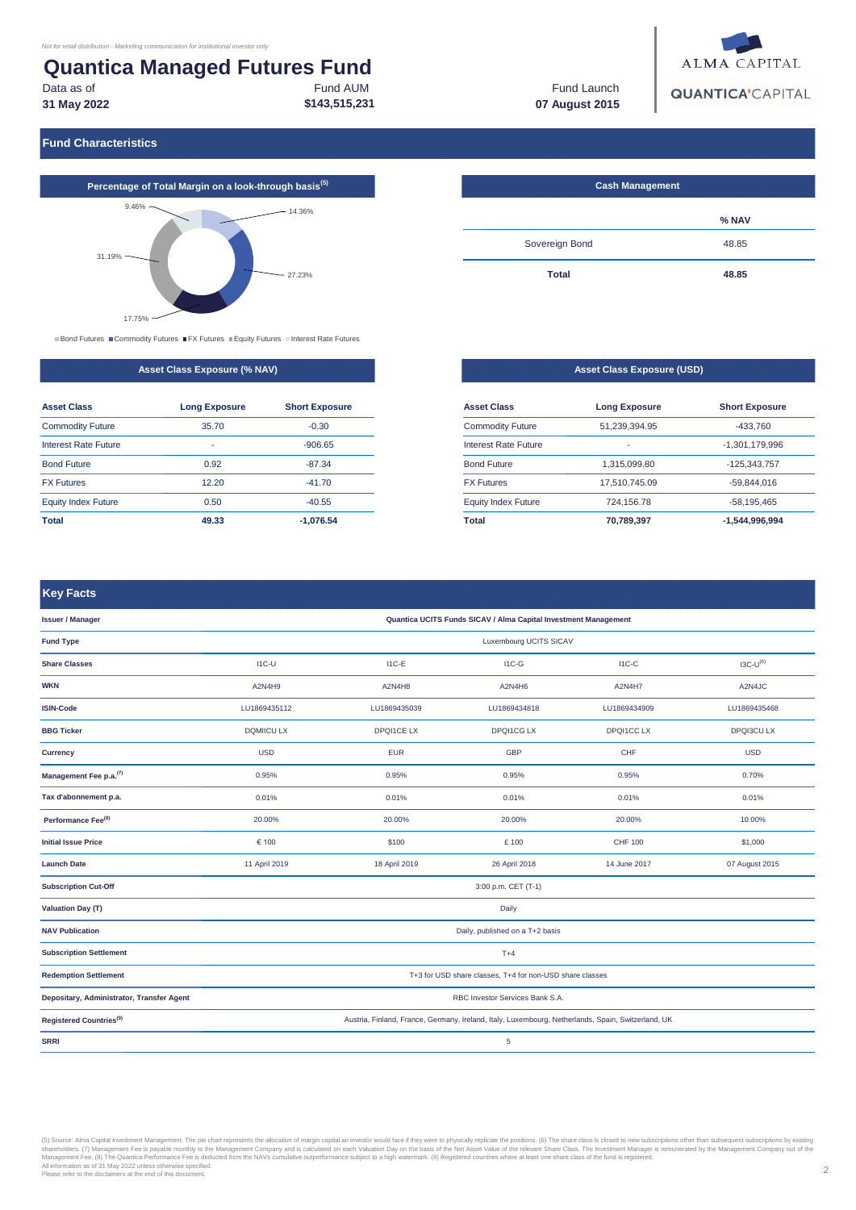*Not for retail distribution - Marketing communication for institutional investor only*

# Quantica Managed Futures Fund

Data as of **31 May 2022**

Fund AUM **$143,515,231**

Fund Launch **07 August 2015**

ALMA CAPITAL

QUANTICA'CAPITAL

## Fund Characteristics

### Percentage of Total Margin on a look-through basis[5]

| Segment | % |
|---|---|
| Bond Futures | 14.36% |
| Commodity Futures | 27.23% |
| FX Futures | 17.75% |
| Equity Futures | 31.19% |
| Interest Rate Futures | 9.46% |

### Cash Management

| | % NAV |
|---|---|
| Sovereign Bond | 48.85 |
| **Total** | **48.85** |

### Asset Class Exposure (% NAV)

| Asset Class | Long Exposure | Short Exposure |
|---|---|---|
| Commodity Future | 35.70 | -0.30 |
| Interest Rate Future | - | -906.65 |
| Bond Future | 0.92 | -87.34 |
| FX Futures | 12.20 | -41.70 |
| Equity Index Future | 0.50 | -40.55 |
| **Total** | **49.33** | **-1,076.54** |

### Asset Class Exposure (USD)

| Asset Class | Long Exposure | Short Exposure |
|---|---|---|
| Commodity Future | 51,239,394.95 | -433,760 |
| Interest Rate Future | - | -1,301,179,996 |
| Bond Future | 1,315,099.80 | -125,343,757 |
| FX Futures | 17,510,745.09 | -59,844,016 |
| Equity Index Future | 724,156.78 | -58,195,465 |
| **Total** | **70,789,397** | **-1,544,996,994** |

## Key Facts

| | | | | | |
|---|---|---|---|---|---|
| **Issuer / Manager** | Quantica UCITS Funds SICAV / Alma Capital Investment Management | | | | |
| **Fund Type** | Luxembourg UCITS SICAV | | | | |
| **Share Classes** | I1C-U | I1C-E | I1C-G | I1C-C | I3C-U[6] |
| **WKN** | A2N4H9 | A2N4H8 | A2N4H6 | A2N4H7 | A2N4JC |
| **ISIN-Code** | LU1869435112 | LU1869435039 | LU1869434818 | LU1869434909 | LU1869435468 |
| **BBG Ticker** | DQMIICU LX | DPQI1CE LX | DPQI1CG LX | DPQI1CC LX | DPQI3CU LX |
| **Currency** | USD | EUR | GBP | CHF | USD |
| **Management Fee p.a.[7]** | 0.95% | 0.95% | 0.95% | 0.95% | 0.70% |
| **Tax d'abonnement p.a.** | 0.01% | 0.01% | 0.01% | 0.01% | 0.01% |
| **Performance Fee[8]** | 20.00% | 20.00% | 20.00% | 20.00% | 10.00% |
| **Initial Issue Price** | € 100 | $100 | £ 100 | CHF 100 | $1,000 |
| **Launch Date** | 11 April 2019 | 18 April 2019 | 26 April 2018 | 14 June 2017 | 07 August 2015 |
| **Subscription Cut-Off** | 3:00 p.m. CET (T-1) | | | | |
| **Valuation Day (T)** | Daily | | | | |
| **NAV Publication** | Daily, published on a T+2 basis | | | | |
| **Subscription Settlement** | T+4 | | | | |
| **Redemption Settlement** | T+3 for USD share classes, T+4 for non-USD share classes | | | | |
| **Depositary, Administrator, Transfer Agent** | RBC Investor Services Bank S.A. | | | | |
| **Registered Countries[9]** | Austria, Finland, France, Germany, Ireland, Italy, Luxembourg, Netherlands, Spain, Switzerland, UK | | | | |
| **SRRI** | 5 | | | | |

(5) Source: Alma Capital Investment Management. The pie chart represents the allocation of margin capital an investor would face if they were to physically replicate the positions. (6) The share class is closed to new subscriptions other than subsequent subscriptions by existing shareholders. (7) Management Fee is payable monthly to the Management Company and is calculated on each Valuation Day on the basis of the Net Asset Value of the relevant Share Class. The Investment Manager is remunerated by the Management Company out of the Management Fee. (8) The Quantica Performance Fee is deducted from the NAVs cumulative outperformance subject to a high watermark. (9) Registered countries where at least one share class of the fund is registered.
All information as of 31 May 2022 unless otherwise specified.
Please refer to the disclaimers at the end of this document.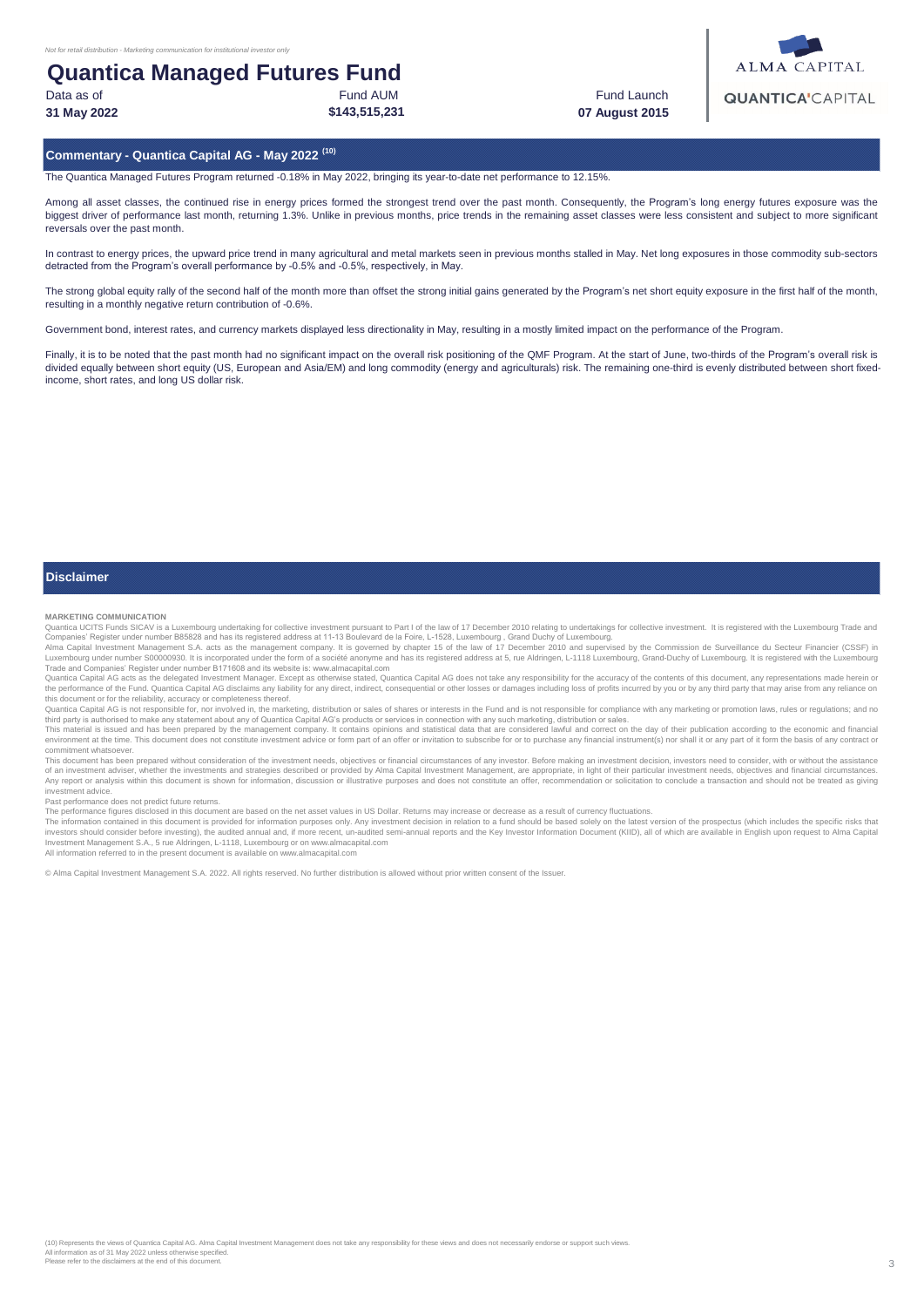*Not for retail distribution - Marketing communication for institutional investor only*

# Quantica Managed Futures Fund

| Data as of | Fund AUM | Fund Launch |
| --- | --- | --- |
| **31 May 2022** | **$143,515,231** | **07 August 2015** |

## Commentary - Quantica Capital AG - May 2022 (10)

The Quantica Managed Futures Program returned -0.18% in May 2022, bringing its year-to-date net performance to 12.15%.

Among all asset classes, the continued rise in energy prices formed the strongest trend over the past month. Consequently, the Program's long energy futures exposure was the biggest driver of performance last month, returning 1.3%. Unlike in previous months, price trends in the remaining asset classes were less consistent and subject to more significant reversals over the past month.

In contrast to energy prices, the upward price trend in many agricultural and metal markets seen in previous months stalled in May. Net long exposures in those commodity sub-sectors detracted from the Program's overall performance by -0.5% and -0.5%, respectively, in May.

The strong global equity rally of the second half of the month more than offset the strong initial gains generated by the Program's net short equity exposure in the first half of the month, resulting in a monthly negative return contribution of -0.6%.

Government bond, interest rates, and currency markets displayed less directionality in May, resulting in a mostly limited impact on the performance of the Program.

Finally, it is to be noted that the past month had no significant impact on the overall risk positioning of the QMF Program. At the start of June, two-thirds of the Program's overall risk is divided equally between short equity (US, European and Asia/EM) and long commodity (energy and agriculturals) risk. The remaining one-third is evenly distributed between short fixed-income, short rates, and long US dollar risk.

## Disclaimer

**MARKETING COMMUNICATION**

Quantica UCITS Funds SICAV is a Luxembourg undertaking for collective investment pursuant to Part I of the law of 17 December 2010 relating to undertakings for collective investment. It is registered with the Luxembourg Trade and Companies' Register under number B85828 and has its registered address at 11-13 Boulevard de la Foire, L-1528, Luxembourg , Grand Duchy of Luxembourg.

Alma Capital Investment Management S.A. acts as the management company. It is governed by chapter 15 of the law of 17 December 2010 and supervised by the Commission de Surveillance du Secteur Financier (CSSF) in Luxembourg under number S00000930. It is incorporated under the form of a société anonyme and has its registered address at 5, rue Aldringen, L-1118 Luxembourg, Grand-Duchy of Luxembourg. It is registered with the Luxembourg Trade and Companies' Register under number B171608 and its website is: www.almacapital.com

Quantica Capital AG acts as the delegated Investment Manager. Except as otherwise stated, Quantica Capital AG does not take any responsibility for the accuracy of the contents of this document, any representations made herein or the performance of the Fund. Quantica Capital AG disclaims any liability for any direct, indirect, consequential or other losses or damages including loss of profits incurred by you or by any third party that may arise from any reliance on this document or for the reliability, accuracy or completeness thereof.

Quantica Capital AG is not responsible for, nor involved in, the marketing, distribution or sales of shares or interests in the Fund and is not responsible for compliance with any marketing or promotion laws, rules or regulations; and no third party is authorised to make any statement about any of Quantica Capital AG's products or services in connection with any such marketing, distribution or sales.

This material is issued and has been prepared by the management company. It contains opinions and statistical data that are considered lawful and correct on the day of their publication according to the economic and financial environment at the time. This document does not constitute investment advice or form part of an offer or invitation to subscribe for or to purchase any financial instrument(s) nor shall it or any part of it form the basis of any contract or commitment whatsoever.

This document has been prepared without consideration of the investment needs, objectives or financial circumstances of any investor. Before making an investment decision, investors need to consider, with or without the assistance of an investment adviser, whether the investments and strategies described or provided by Alma Capital Investment Management, are appropriate, in light of their particular investment needs, objectives and financial circumstances. Any report or analysis within this document is shown for information, discussion or illustrative purposes and does not constitute an offer, recommendation or solicitation to conclude a transaction and should not be treated as giving investment advice.

Past performance does not predict future returns.

The performance figures disclosed in this document are based on the net asset values in US Dollar. Returns may increase or decrease as a result of currency fluctuations.

The information contained in this document is provided for information purposes only. Any investment decision in relation to a fund should be based solely on the latest version of the prospectus (which includes the specific risks that investors should consider before investing), the audited annual and, if more recent, un-audited semi-annual reports and the Key Investor Information Document (KIID), all of which are available in English upon request to Alma Capital Investment Management S.A., 5 rue Aldringen, L-1118, Luxembourg or on www.almacapital.com

All information referred to in the present document is available on www.almacapital.com

© Alma Capital Investment Management S.A. 2022. All rights reserved. No further distribution is allowed without prior written consent of the Issuer.

(10) Represents the views of Quantica Capital AG. Alma Capital Investment Management does not take any responsibility for these views and does not necessarily endorse or support such views.
All information as of 31 May 2022 unless otherwise specified.
Please refer to the disclaimers at the end of this document.